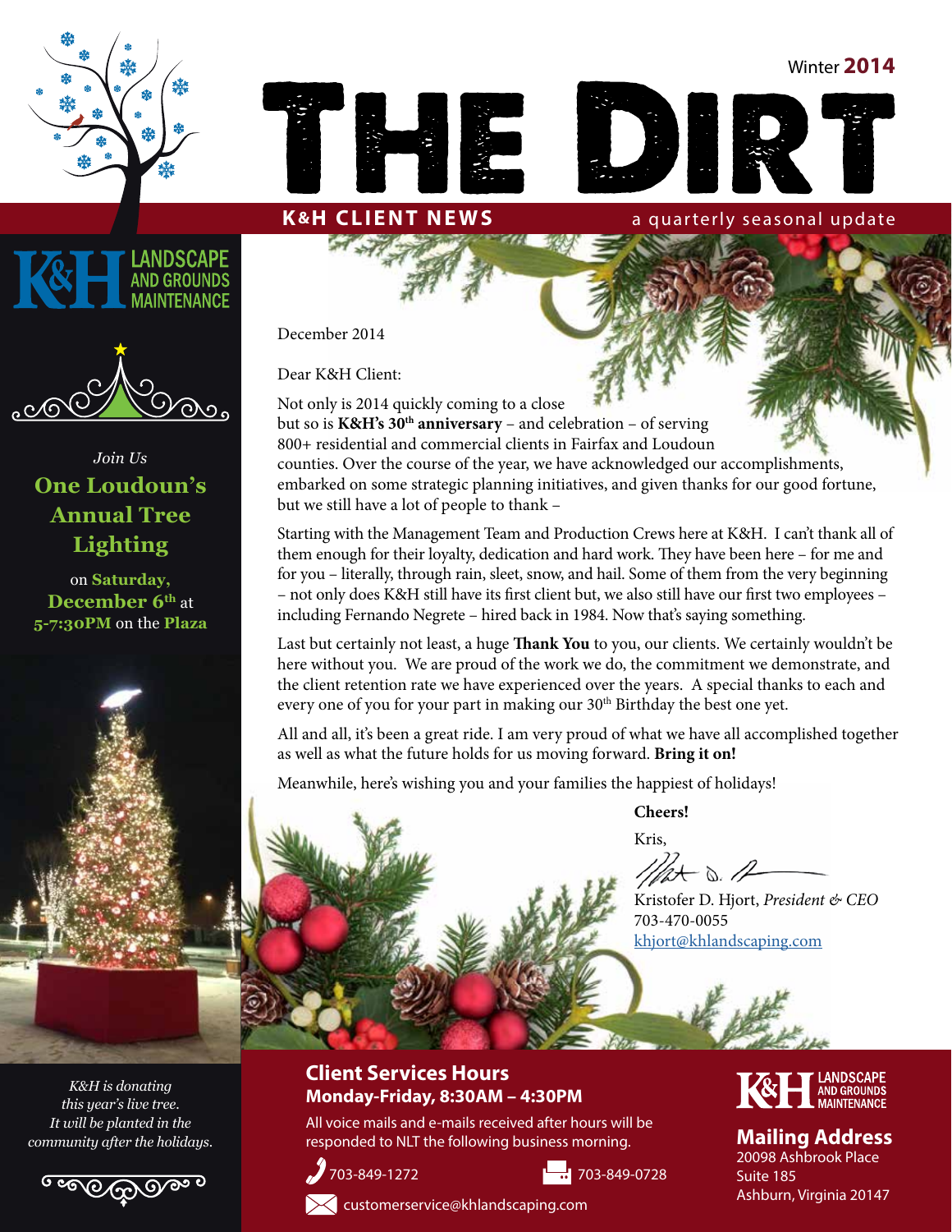Winter **2014**

# THE DIRT

**K&H CLIENT NEWS** — a quarterly seasonal update

**K&H LANDSCAPE AND GROUNDS MAINTENANCE**

*Join Us*

## One Loudoun's Annual Tree Lighting

on **Saturday, December 6th** at **5-7:30PM** on the **Plaza**

*K&H is donating this year's live tree. It will be planted in the community after the holidays.*

December 2014

Dear K&H Client:

Not only is 2014 quickly coming to a close but so is **K&H's 30th anniversary** – and celebration – of serving 800+ residential and commercial clients in Fairfax and Loudoun counties. Over the course of the year, we have acknowledged our accomplishments, embarked on some strategic planning initiatives, and given thanks for our good fortune, but we still have a lot of people to thank –

Starting with the Management Team and Production Crews here at K&H. I can't thank all of them enough for their loyalty, dedication and hard work. They have been here – for me and for you – literally, through rain, sleet, snow, and hail. Some of them from the very beginning – not only does K&H still have its first client but, we also still have our first two employees – including Fernando Negrete – hired back in 1984. Now that's saying something.

Last but certainly not least, a huge **Thank You** to you, our clients. We certainly wouldn't be here without you. We are proud of the work we do, the commitment we demonstrate, and the client retention rate we have experienced over the years. A special thanks to each and every one of you for your part in making our 30th Birthday the best one yet.

All and all, it's been a great ride. I am very proud of what we have all accomplished together as well as what the future holds for us moving forward. **Bring it on!**

Meanwhile, here's wishing you and your families the happiest of holidays!

**Cheers!**

Kris,

Kristofer D. Hjort, *President & CEO*
703-470-0055
khjort@khlandscaping.com

## Client Services Hours
**Monday-Friday, 8:30AM – 4:30PM**

All voice mails and e-mails received after hours will be responded to NLT the following business morning.

Phone: 703-849-1272
Fax: 703-849-0728
customerservice@khlandscaping.com

**K&H LANDSCAPE AND GROUNDS MAINTENANCE**

## Mailing Address
20098 Ashbrook Place
Suite 185
Ashburn, Virginia 20147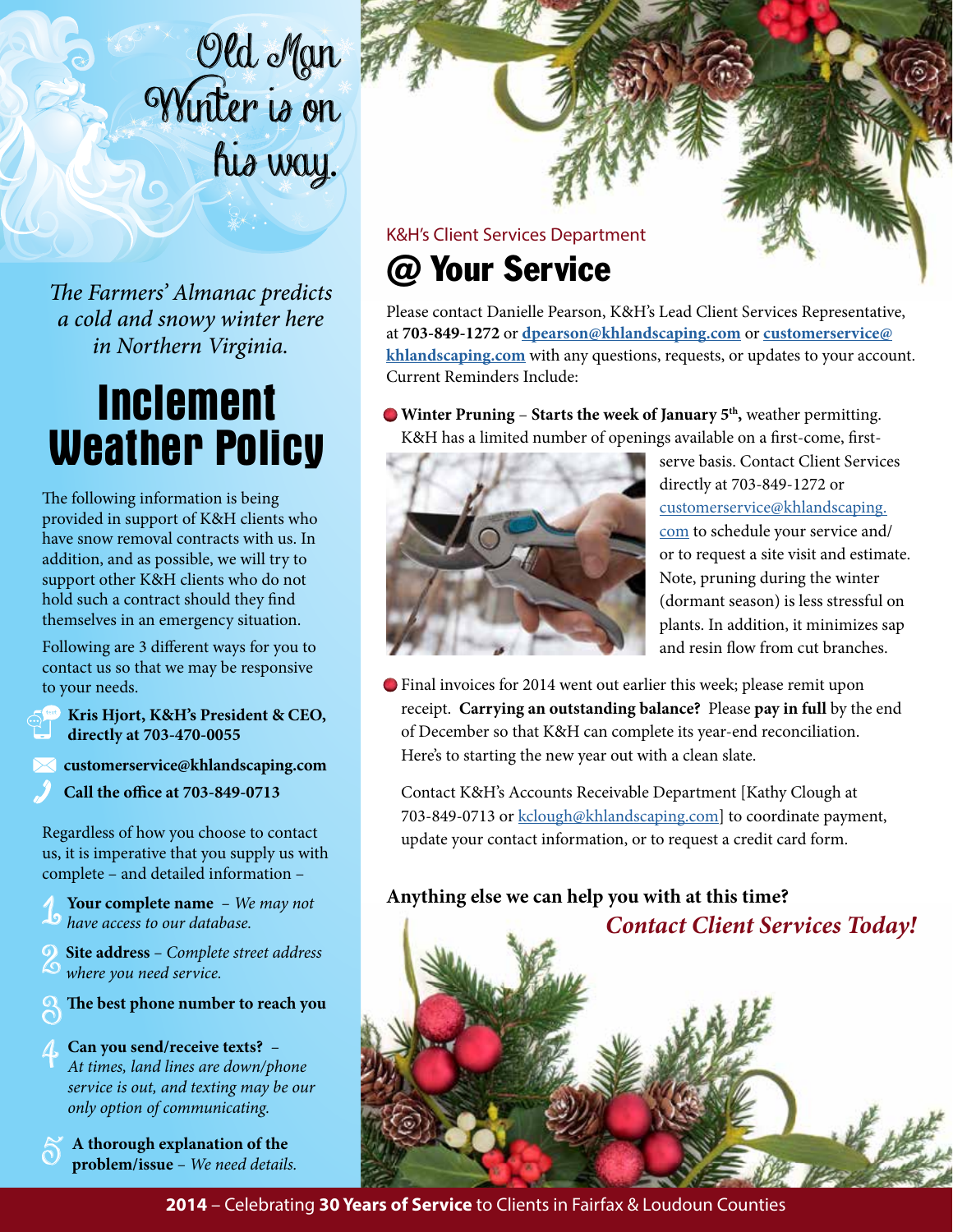# Old Man Winter is on his way.

*The Farmers' Almanac predicts a cold and snowy winter here in Northern Virginia.*

## Inclement Weather Policy

The following information is being provided in support of K&H clients who have snow removal contracts with us. In addition, and as possible, we will try to support other K&H clients who do not hold such a contract should they find themselves in an emergency situation.

Following are 3 different ways for you to contact us so that we may be responsive to your needs.

- **Kris Hjort, K&H's President & CEO, directly at 703-470-0055**
- **customerservice@khlandscaping.com**
- **Call the office at 703-849-0713**

Regardless of how you choose to contact us, it is imperative that you supply us with complete – and detailed information –

1. **Your complete name** – *We may not have access to our database.*
2. **Site address** – *Complete street address where you need service.*
3. **The best phone number to reach you**
4. **Can you send/receive texts?** – *At times, land lines are down/phone service is out, and texting may be our only option of communicating.*
5. **A thorough explanation of the problem/issue** – *We need details.*

K&H's Client Services Department

## @ Your Service

Please contact Danielle Pearson, K&H's Lead Client Services Representative, at **703-849-1272** or **dpearson@khlandscaping.com** or **customerservice@khlandscaping.com** with any questions, requests, or updates to your account. Current Reminders Include:

- **Winter Pruning – Starts the week of January 5th,** weather permitting. K&H has a limited number of openings available on a first-come, first-serve basis. Contact Client Services directly at 703-849-1272 or customerservice@khlandscaping.com to schedule your service and/or to request a site visit and estimate. Note, pruning during the winter (dormant season) is less stressful on plants. In addition, it minimizes sap and resin flow from cut branches.

- Final invoices for 2014 went out earlier this week; please remit upon receipt. **Carrying an outstanding balance?** Please **pay in full** by the end of December so that K&H can complete its year-end reconciliation. Here's to starting the new year out with a clean slate.

  Contact K&H's Accounts Receivable Department [Kathy Clough at 703-849-0713 or kclough@khlandscaping.com] to coordinate payment, update your contact information, or to request a credit card form.

**Anything else we can help you with at this time?**

***Contact Client Services Today!***

**2014** – Celebrating **30 Years of Service** to Clients in Fairfax & Loudoun Counties